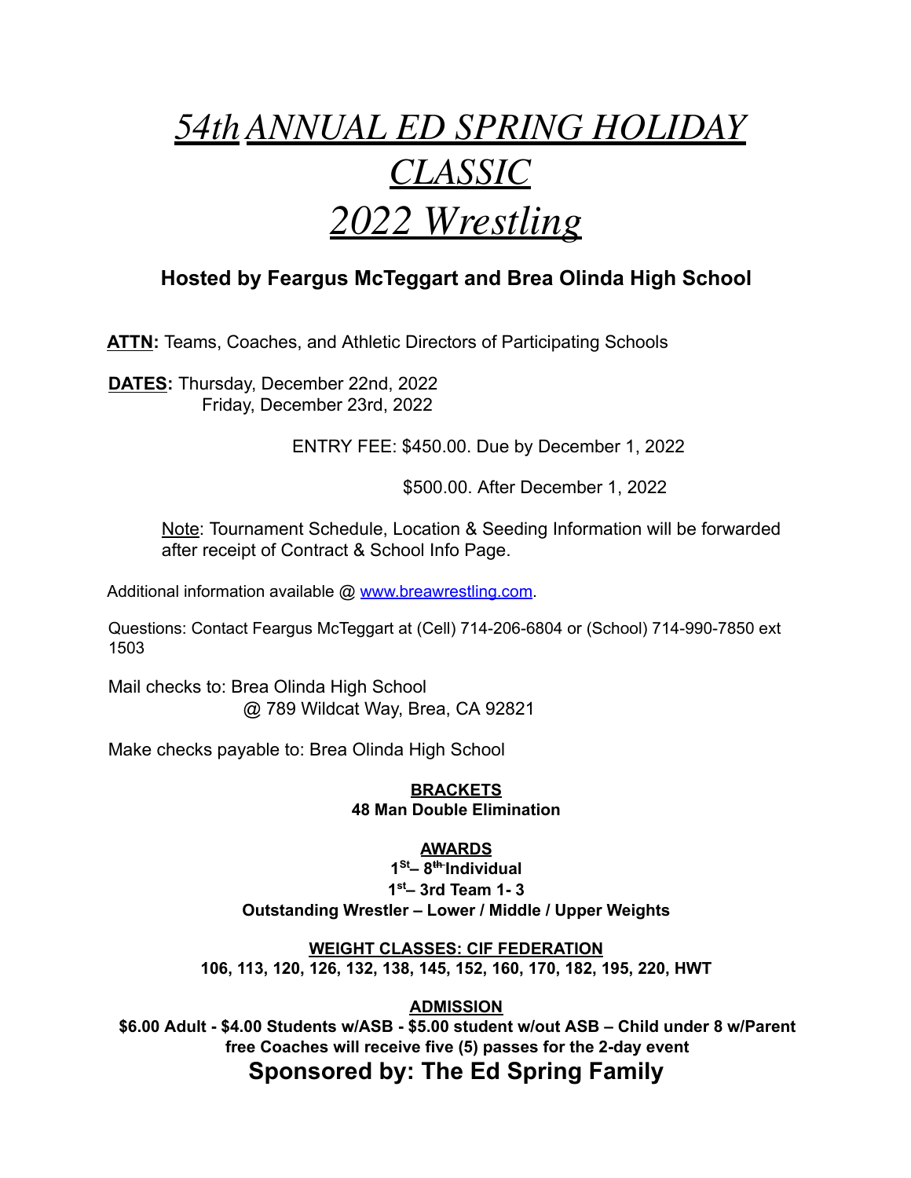# *54th ANNUAL ED SPRING HOLIDAY CLASSIC*
# *2022 Wrestling*

### Hosted by Feargus McTeggart and Brea Olinda High School

**ATTN:** Teams, Coaches, and Athletic Directors of Participating Schools

**DATES:** Thursday, December 22nd, 2022
Friday, December 23rd, 2022

ENTRY FEE: $450.00. Due by December 1, 2022

$500.00. After December 1, 2022

Note: Tournament Schedule, Location & Seeding Information will be forwarded after receipt of Contract & School Info Page.

Additional information available @ www.breawrestling.com.

Questions: Contact Feargus McTeggart at (Cell) 714-206-6804 or (School) 714-990-7850 ext 1503

Mail checks to: Brea Olinda High School
@ 789 Wildcat Way, Brea, CA 92821

Make checks payable to: Brea Olinda High School

**BRACKETS**
**48 Man Double Elimination**

**AWARDS**
**1st– 8th Individual**
**1st– 3rd Team 1- 3**
**Outstanding Wrestler – Lower / Middle / Upper Weights**

**WEIGHT CLASSES: CIF FEDERATION**
**106, 113, 120, 126, 132, 138, 145, 152, 160, 170, 182, 195, 220, HWT**

**ADMISSION**
**$6.00 Adult - $4.00 Students w/ASB - $5.00 student w/out ASB – Child under 8 w/Parent free Coaches will receive five (5) passes for the 2-day event**

## Sponsored by: The Ed Spring Family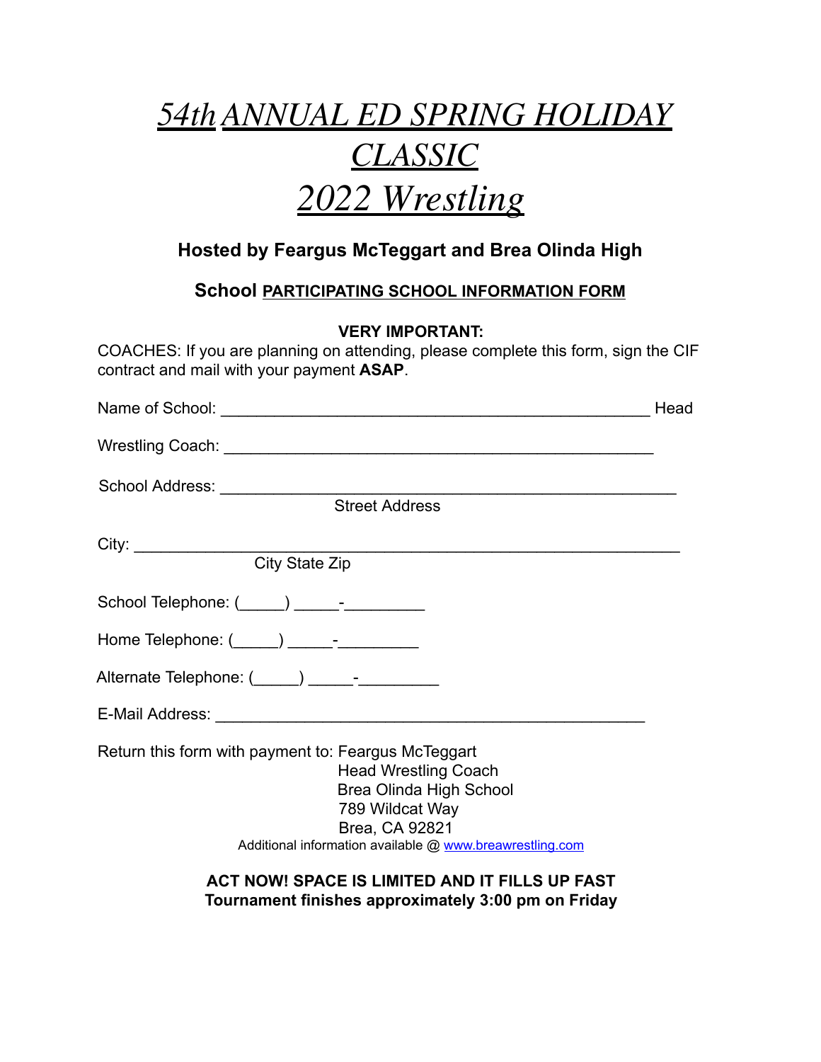# *54th ANNUAL ED SPRING HOLIDAY CLASSIC*

# *2022 Wrestling*

### Hosted by Feargus McTeggart and Brea Olinda High

### School PARTICIPATING SCHOOL INFORMATION FORM

**VERY IMPORTANT:**

COACHES: If you are planning on attending, please complete this form, sign the CIF contract and mail with your payment **ASAP**.

Name of School: _______________________________________________ Head

Wrestling Coach: _______________________________________________

School Address: ___________________________________________________
Street Address

City: ______________________________________________________________
City State Zip

School Telephone: (_____) _____-_________

Home Telephone: (_____) _____-_________

Alternate Telephone: (_____) _____-_________

E-Mail Address: ________________________________________________

Return this form with payment to: Feargus McTeggart
Head Wrestling Coach
Brea Olinda High School
789 Wildcat Way
Brea, CA 92821

Additional information available @ [www.breawrestling.com](http://www.breawrestling.com)

**ACT NOW! SPACE IS LIMITED AND IT FILLS UP FAST**
**Tournament finishes approximately 3:00 pm on Friday**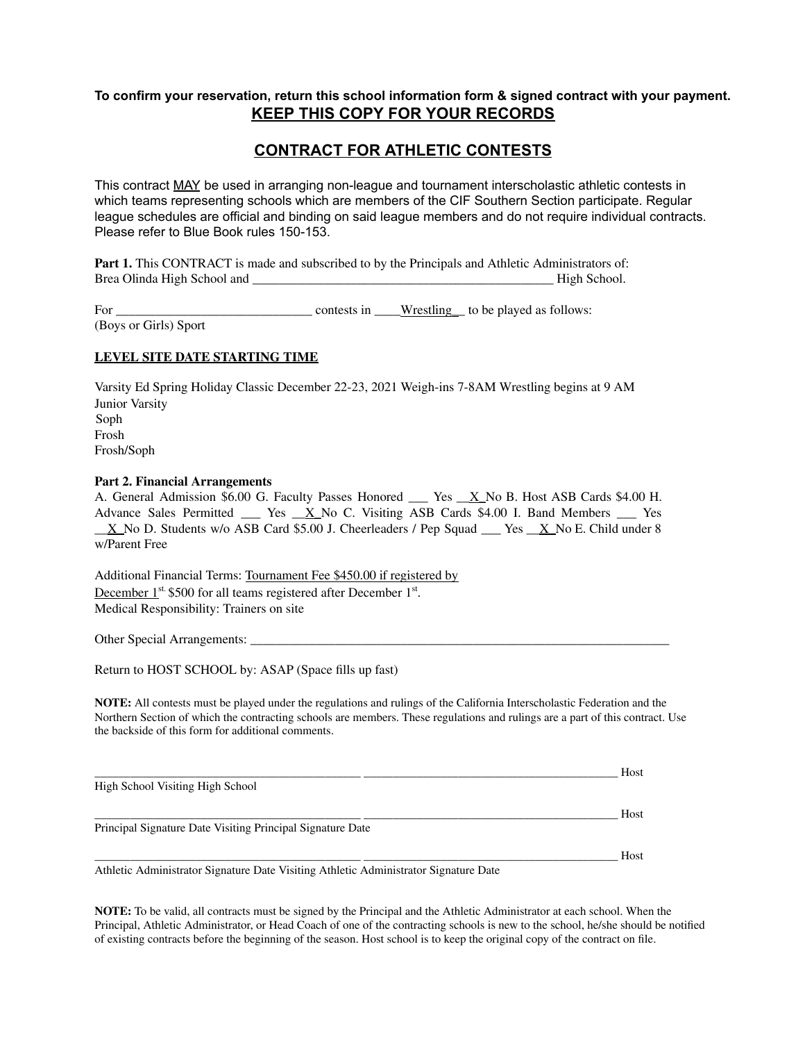**To confirm your reservation, return this school information form & signed contract with your payment.**

## KEEP THIS COPY FOR YOUR RECORDS

## CONTRACT FOR ATHLETIC CONTESTS

This contract MAY be used in arranging non-league and tournament interscholastic athletic contests in which teams representing schools which are members of the CIF Southern Section participate. Regular league schedules are official and binding on said league members and do not require individual contracts. Please refer to Blue Book rules 150-153.

**Part 1.** This CONTRACT is made and subscribed to by the Principals and Athletic Administrators of: Brea Olinda High School and ______________________________________________ High School.

For ______________________________ contests in ____Wrestling_ to be played as follows:
(Boys or Girls) Sport

**LEVEL SITE DATE STARTING TIME**

Varsity Ed Spring Holiday Classic December 22-23, 2021 Weigh-ins 7-8AM Wrestling begins at 9 AM
Junior Varsity
Soph
Frosh
Frosh/Soph

**Part 2. Financial Arrangements**

A. General Admission $6.00 G. Faculty Passes Honored ___ Yes __X_No B. Host ASB Cards $4.00 H. Advance Sales Permitted ___ Yes __X_No C. Visiting ASB Cards $4.00 I. Band Members ___ Yes __X_No D. Students w/o ASB Card $5.00 J. Cheerleaders / Pep Squad ___ Yes __X_No E. Child under 8 w/Parent Free

Additional Financial Terms: Tournament Fee $450.00 if registered by December 1st. $500 for all teams registered after December 1st.
Medical Responsibility: Trainers on site

Other Special Arrangements: ____________________________________________________________________

Return to HOST SCHOOL by: ASAP (Space fills up fast)

**NOTE:** All contests must be played under the regulations and rulings of the California Interscholastic Federation and the Northern Section of which the contracting schools are members. These regulations and rulings are a part of this contract. Use the backside of this form for additional comments.

_____________________________________________ _________________________________________ Host
High School Visiting High School

_____________________________________________ _________________________________________ Host
Principal Signature Date Visiting Principal Signature Date

_____________________________________________ _________________________________________ Host
Athletic Administrator Signature Date Visiting Athletic Administrator Signature Date

**NOTE:** To be valid, all contracts must be signed by the Principal and the Athletic Administrator at each school. When the Principal, Athletic Administrator, or Head Coach of one of the contracting schools is new to the school, he/she should be notified of existing contracts before the beginning of the season. Host school is to keep the original copy of the contract on file.